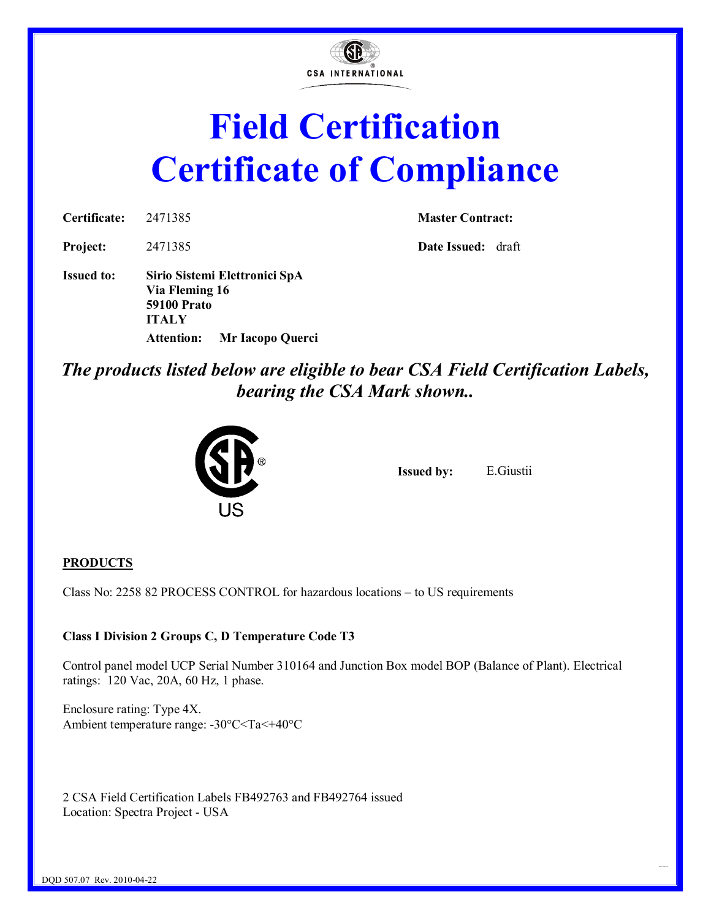CSA INTERNATIONAL

# Field Certification
# Certificate of Compliance

**Certificate:** 2471385 **Master Contract:**

**Project:** 2471385 **Date Issued:** draft

**Issued to:** **Sirio Sistemi Elettronici SpA**
**Via Fleming 16**
**59100 Prato**
**ITALY**
**Attention: Mr Iacopo Querci**

***The products listed below are eligible to bear CSA Field Certification Labels, bearing the CSA Mark shown..***

US

**Issued by:** E.Giustii

**PRODUCTS**

Class No: 2258 82 PROCESS CONTROL for hazardous locations – to US requirements

**Class I Division 2 Groups C, D Temperature Code T3**

Control panel model UCP Serial Number 310164 and Junction Box model BOP (Balance of Plant). Electrical ratings: 120 Vac, 20A, 60 Hz, 1 phase.

Enclosure rating: Type 4X.
Ambient temperature range: -30°C<Ta<+40°C

2 CSA Field Certification Labels FB492763 and FB492764 issued
Location: Spectra Project - USA

DQD 507.07 Rev. 2010-04-22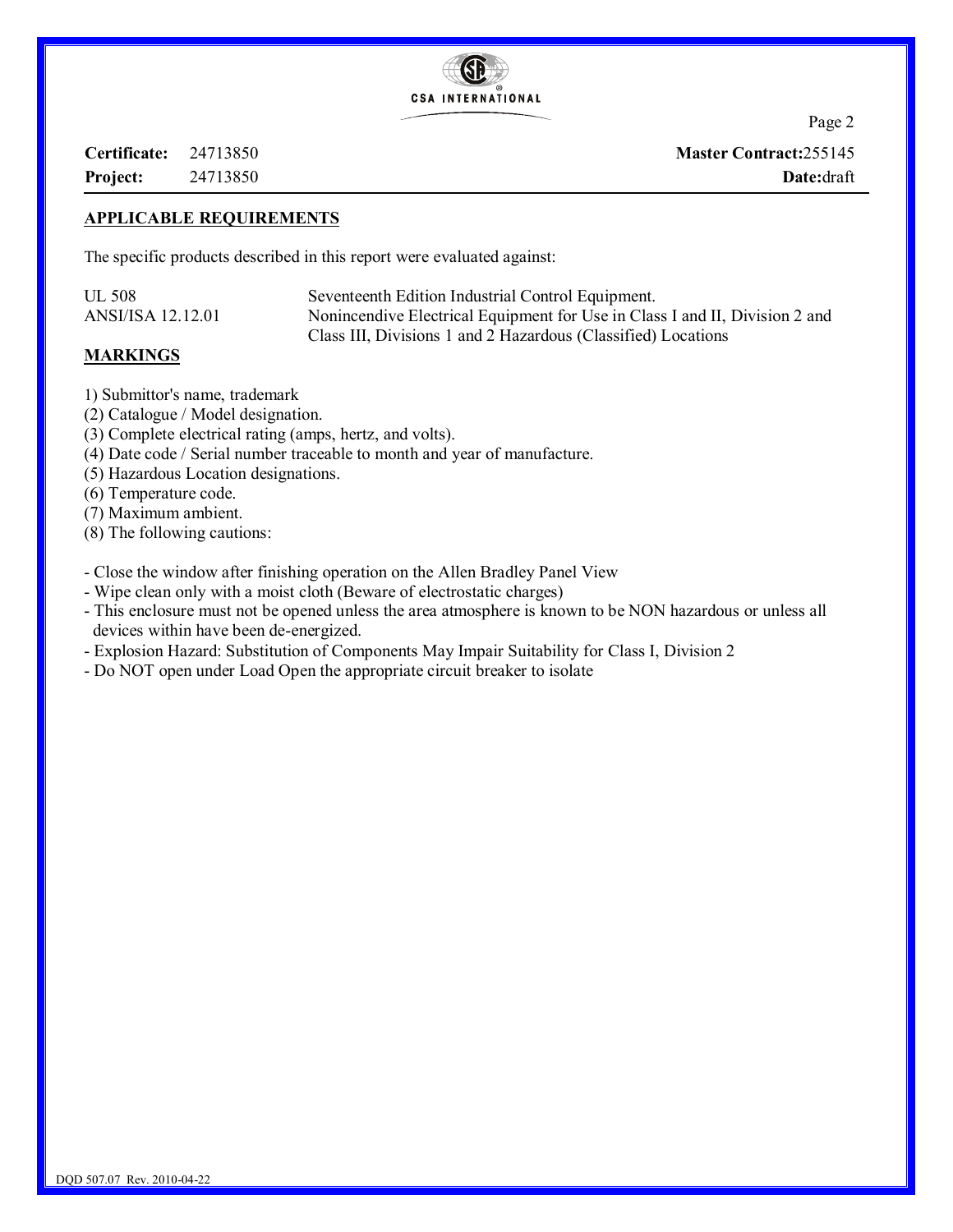| | | | |
|---|---|---|---|
| **Certificate:** | 24713850 | | **Master Contract:**255145 |
| **Project:** | 24713850 | | **Date:**draft |

## APPLICABLE REQUIREMENTS

The specific products described in this report were evaluated against:

| | |
|---|---|
| UL 508 | Seventeenth Edition Industrial Control Equipment. |
| ANSI/ISA 12.12.01 | Nonincendive Electrical Equipment for Use in Class I and II, Division 2 and Class III, Divisions 1 and 2 Hazardous (Classified) Locations |

## MARKINGS

1) Submittor's name, trademark
(2) Catalogue / Model designation.
(3) Complete electrical rating (amps, hertz, and volts).
(4) Date code / Serial number traceable to month and year of manufacture.
(5) Hazardous Location designations.
(6) Temperature code.
(7) Maximum ambient.
(8) The following cautions:

- Close the window after finishing operation on the Allen Bradley Panel View
- Wipe clean only with a moist cloth (Beware of electrostatic charges)
- This enclosure must not be opened unless the area atmosphere is known to be NON hazardous or unless all devices within have been de-energized.
- Explosion Hazard: Substitution of Components May Impair Suitability for Class I, Division 2
- Do NOT open under Load Open the appropriate circuit breaker to isolate

DQD 507.07 Rev. 2010-04-22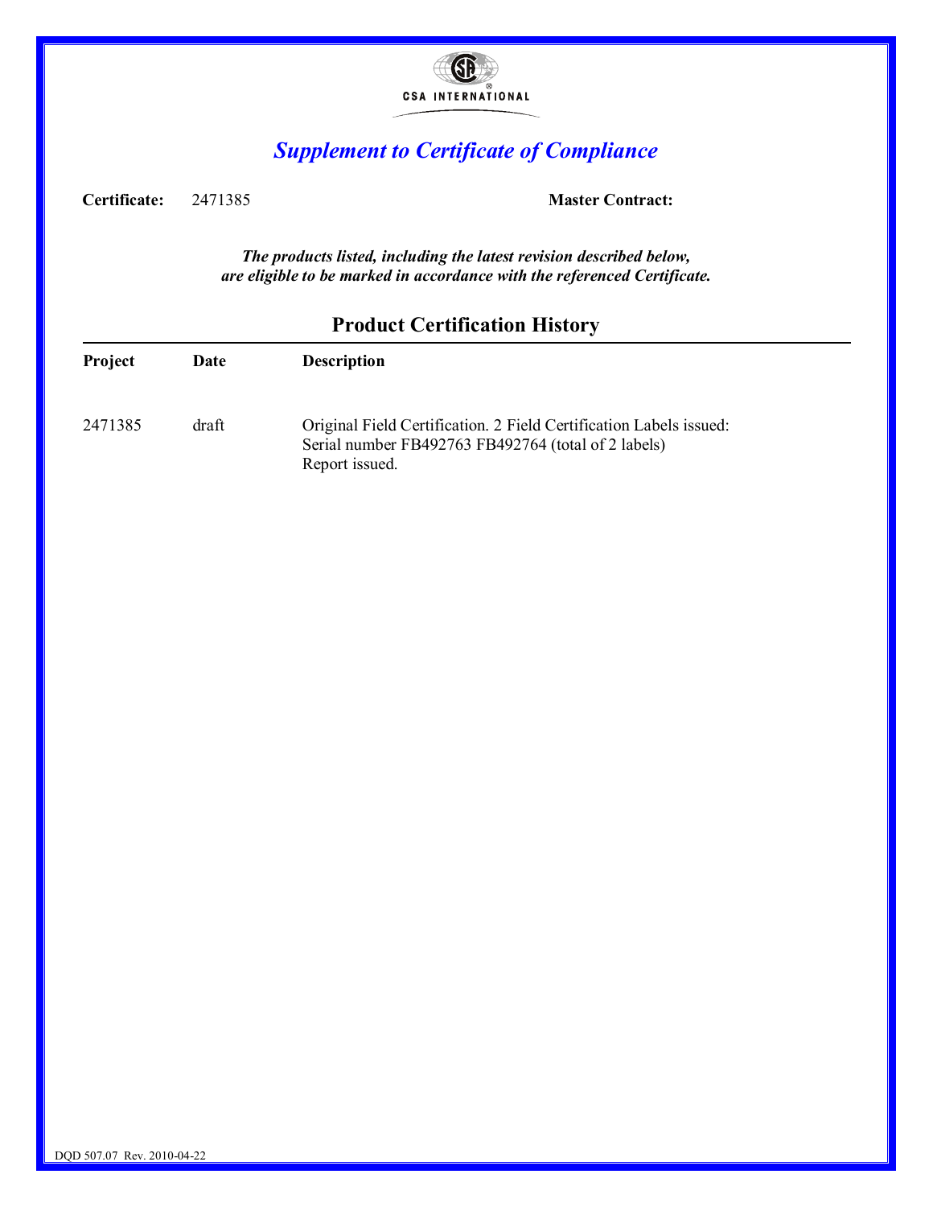CSA INTERNATIONAL

# *Supplement to Certificate of Compliance*

**Certificate:** 2471385 **Master Contract:**

***The products listed, including the latest revision described below, are eligible to be marked in accordance with the referenced Certificate.***

## Product Certification History

| Project | Date | Description |
|---|---|---|
| 2471385 | draft | Original Field Certification. 2 Field Certification Labels issued: Serial number FB492763 FB492764 (total of 2 labels) Report issued. |

DQD 507.07 Rev. 2010-04-22